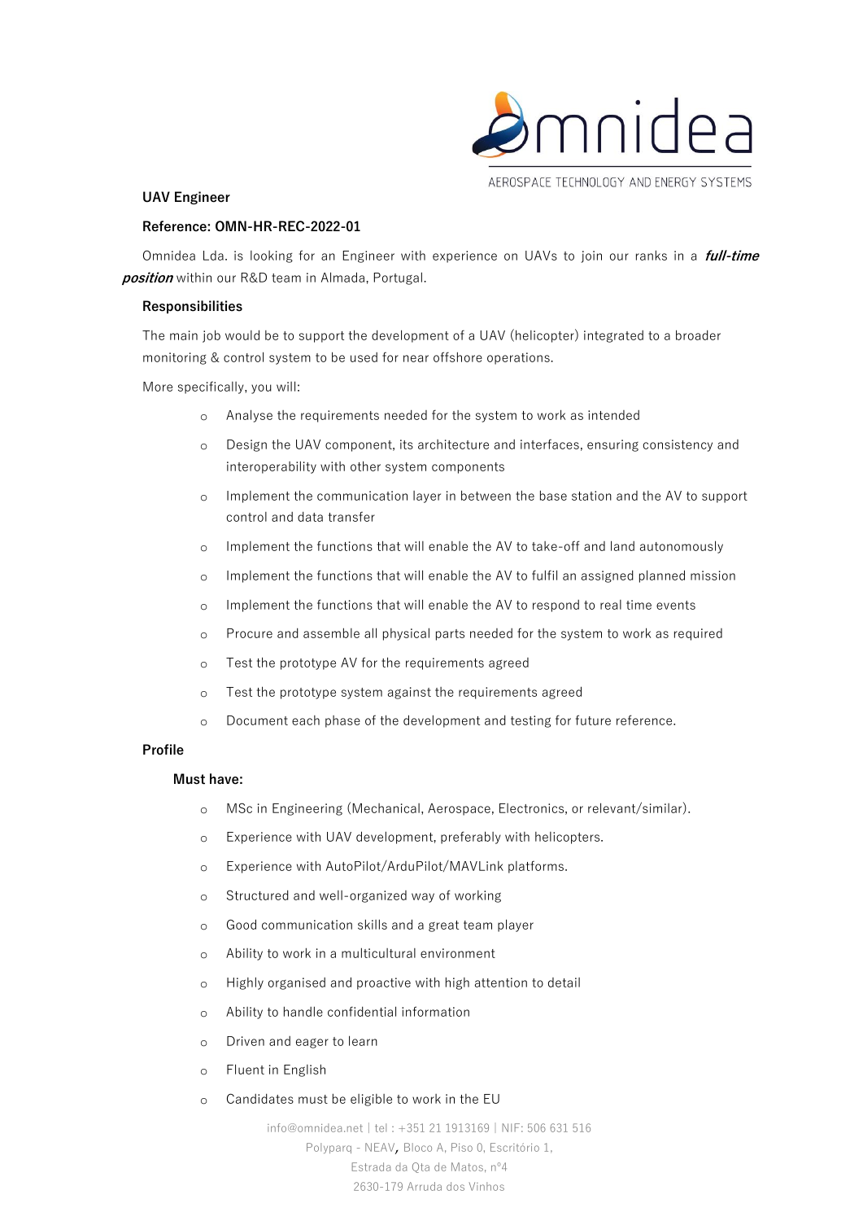Omnidea

AEROSPACE TECHNOLOGY AND ENERGY SYSTEMS

**UAV Engineer**

**Reference: OMN-HR-REC-2022-01**

Omnidea Lda. is looking for an Engineer with experience on UAVs to join our ranks in a ***full-time position*** within our R&D team in Almada, Portugal.

**Responsibilities**

The main job would be to support the development of a UAV (helicopter) integrated to a broader monitoring & control system to be used for near offshore operations.

More specifically, you will:

- Analyse the requirements needed for the system to work as intended
- Design the UAV component, its architecture and interfaces, ensuring consistency and interoperability with other system components
- Implement the communication layer in between the base station and the AV to support control and data transfer
- Implement the functions that will enable the AV to take-off and land autonomously
- Implement the functions that will enable the AV to fulfil an assigned planned mission
- Implement the functions that will enable the AV to respond to real time events
- Procure and assemble all physical parts needed for the system to work as required
- Test the prototype AV for the requirements agreed
- Test the prototype system against the requirements agreed
- Document each phase of the development and testing for future reference.

**Profile**

**Must have:**

- MSc in Engineering (Mechanical, Aerospace, Electronics, or relevant/similar).
- Experience with UAV development, preferably with helicopters.
- Experience with AutoPilot/ArduPilot/MAVLink platforms.
- Structured and well-organized way of working
- Good communication skills and a great team player
- Ability to work in a multicultural environment
- Highly organised and proactive with high attention to detail
- Ability to handle confidential information
- Driven and eager to learn
- Fluent in English
- Candidates must be eligible to work in the EU

info@omnidea.net | tel : +351 21 1913169 | NIF: 506 631 516
Polyparq - NEAV, Bloco A, Piso 0, Escritório 1,
Estrada da Qta de Matos, nº4
2630-179 Arruda dos Vinhos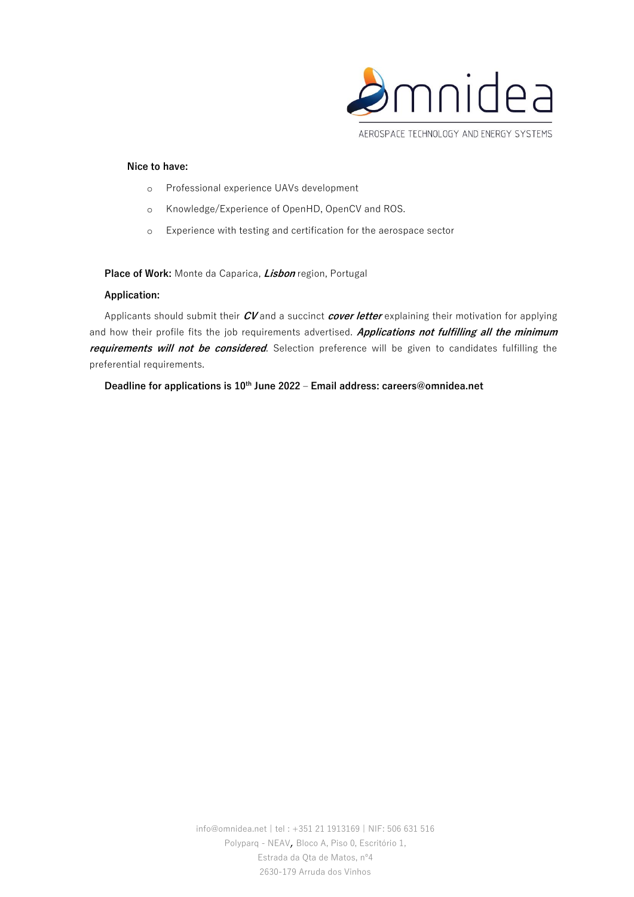**Nice to have:**

- Professional experience UAVs development
- Knowledge/Experience of OpenHD, OpenCV and ROS.
- Experience with testing and certification for the aerospace sector

**Place of Work:** Monte da Caparica, ***Lisbon*** region, Portugal

**Application:**

Applicants should submit their ***CV*** and a succinct ***cover letter*** explaining their motivation for applying and how their profile fits the job requirements advertised. ***Applications not fulfilling all the minimum requirements will not be considered***. Selection preference will be given to candidates fulfilling the preferential requirements.

**Deadline for applications is 10th June 2022 – Email address: careers@omnidea.net**